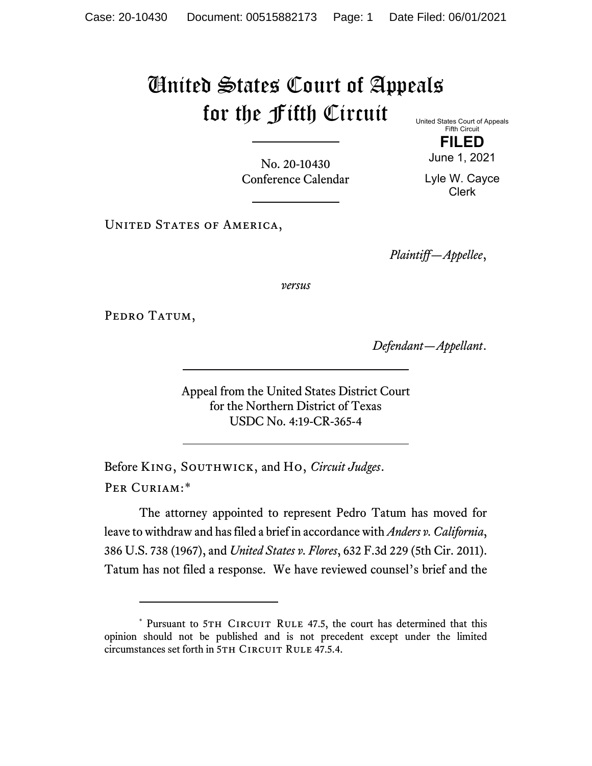# United States Court of Appeals for the Fifth Circuit

United States Court of Appeals
Fifth Circuit

**FILED**

June 1, 2021

Lyle W. Cayce
Clerk

---

No. 20-10430
Conference Calendar

---

United States of America,

*Plaintiff—Appellee*,

*versus*

Pedro Tatum,

*Defendant—Appellant*.

---

Appeal from the United States District Court
for the Northern District of Texas
USDC No. 4:19-CR-365-4

---

Before King, Southwick, and Ho, *Circuit Judges*.

Per Curiam:*

The attorney appointed to represent Pedro Tatum has moved for leave to withdraw and has filed a brief in accordance with *Anders v. California*, 386 U.S. 738 (1967), and *United States v. Flores*, 632 F.3d 229 (5th Cir. 2011). Tatum has not filed a response. We have reviewed counsel's brief and the

---

\* Pursuant to 5th Circuit Rule 47.5, the court has determined that this opinion should not be published and is not precedent except under the limited circumstances set forth in 5th Circuit Rule 47.5.4.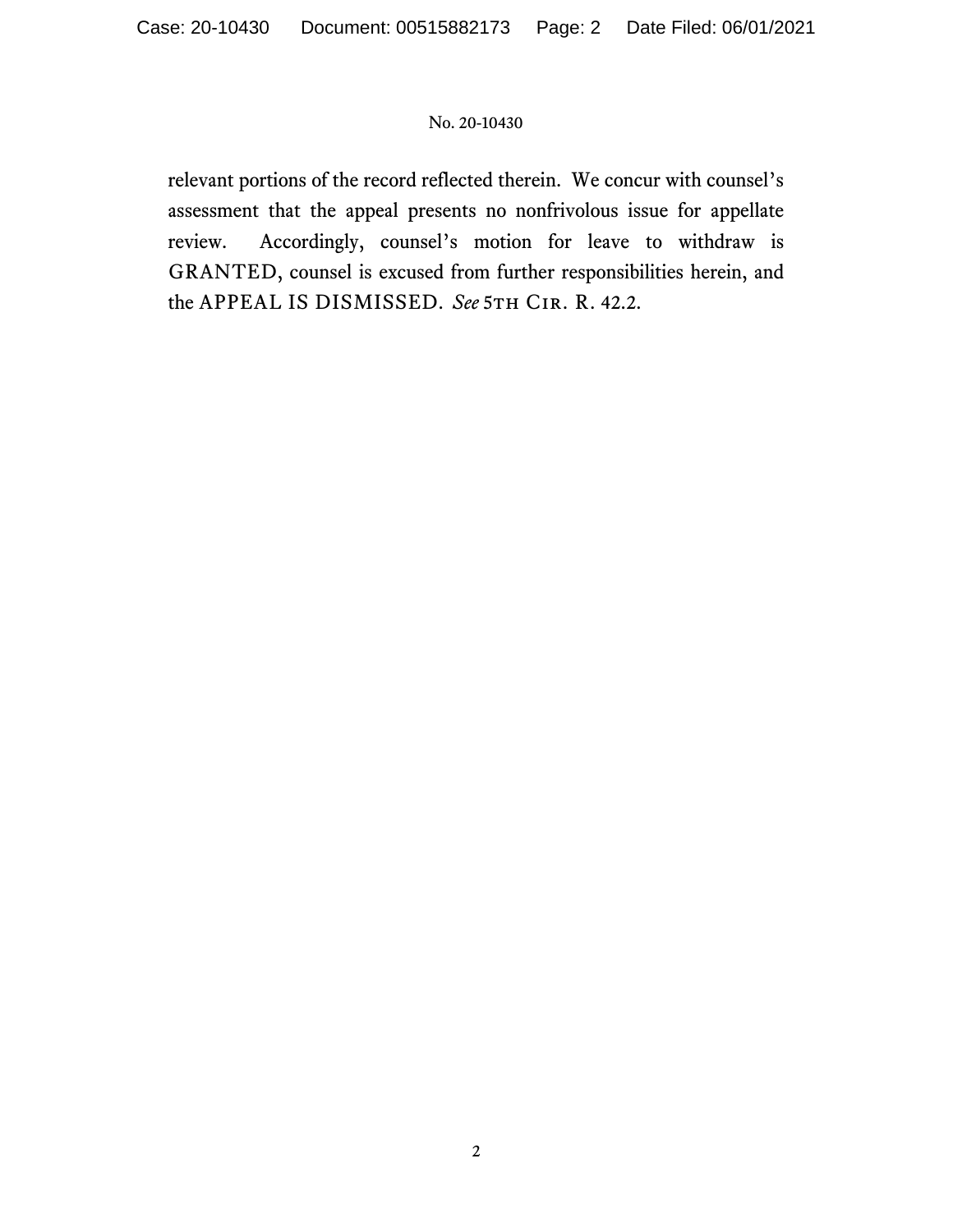relevant portions of the record reflected therein. We concur with counsel's assessment that the appeal presents no nonfrivolous issue for appellate review. Accordingly, counsel's motion for leave to withdraw is GRANTED, counsel is excused from further responsibilities herein, and the APPEAL IS DISMISSED. *See* 5TH CIR. R. 42.2.